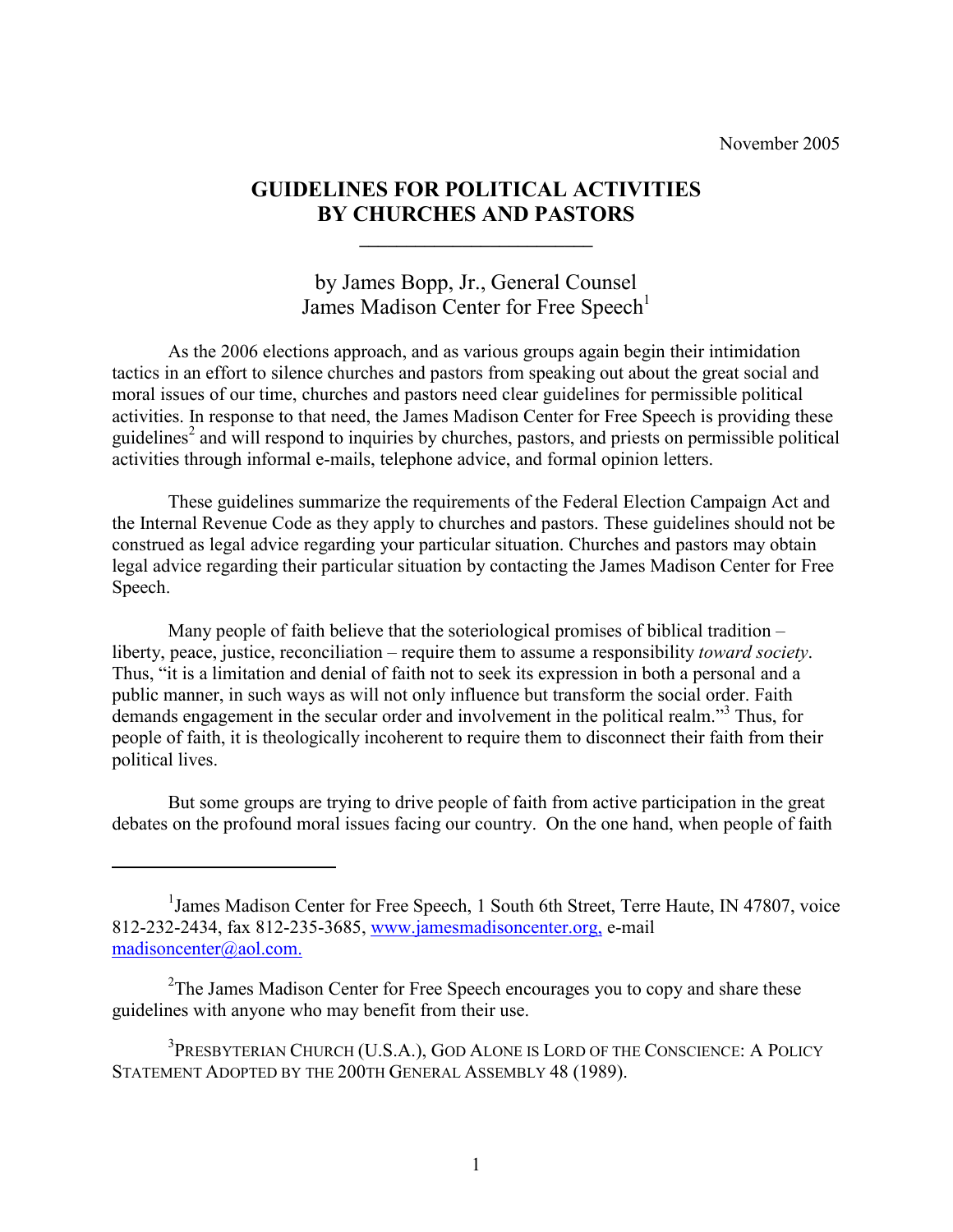November 2005

# GUIDELINES FOR POLITICAL ACTIVITIES BY CHURCHES AND PASTORS

by James Bopp, Jr., General Counsel
James Madison Center for Free Speech[1]

As the 2006 elections approach, and as various groups again begin their intimidation tactics in an effort to silence churches and pastors from speaking out about the great social and moral issues of our time, churches and pastors need clear guidelines for permissible political activities. In response to that need, the James Madison Center for Free Speech is providing these guidelines[2] and will respond to inquiries by churches, pastors, and priests on permissible political activities through informal e-mails, telephone advice, and formal opinion letters.

These guidelines summarize the requirements of the Federal Election Campaign Act and the Internal Revenue Code as they apply to churches and pastors. These guidelines should not be construed as legal advice regarding your particular situation. Churches and pastors may obtain legal advice regarding their particular situation by contacting the James Madison Center for Free Speech.

Many people of faith believe that the soteriological promises of biblical tradition – liberty, peace, justice, reconciliation – require them to assume a responsibility *toward society*. Thus, "it is a limitation and denial of faith not to seek its expression in both a personal and a public manner, in such ways as will not only influence but transform the social order. Faith demands engagement in the secular order and involvement in the political realm."[3] Thus, for people of faith, it is theologically incoherent to require them to disconnect their faith from their political lives.

But some groups are trying to drive people of faith from active participation in the great debates on the profound moral issues facing our country. On the one hand, when people of faith

---

[1] James Madison Center for Free Speech, 1 South 6th Street, Terre Haute, IN 47807, voice 812-232-2434, fax 812-235-3685, www.jamesmadisoncenter.org, e-mail madisoncenter@aol.com.

[2] The James Madison Center for Free Speech encourages you to copy and share these guidelines with anyone who may benefit from their use.

[3] PRESBYTERIAN CHURCH (U.S.A.), GOD ALONE IS LORD OF THE CONSCIENCE: A POLICY STATEMENT ADOPTED BY THE 200TH GENERAL ASSEMBLY 48 (1989).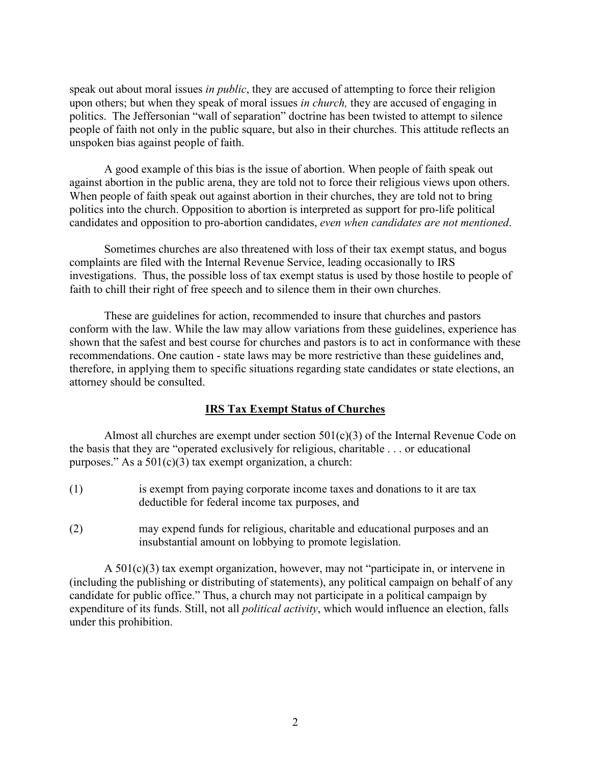speak out about moral issues *in public*, they are accused of attempting to force their religion upon others; but when they speak of moral issues *in church,* they are accused of engaging in politics. The Jeffersonian "wall of separation" doctrine has been twisted to attempt to silence people of faith not only in the public square, but also in their churches. This attitude reflects an unspoken bias against people of faith.

A good example of this bias is the issue of abortion. When people of faith speak out against abortion in the public arena, they are told not to force their religious views upon others. When people of faith speak out against abortion in their churches, they are told not to bring politics into the church. Opposition to abortion is interpreted as support for pro-life political candidates and opposition to pro-abortion candidates, *even when candidates are not mentioned*.

Sometimes churches are also threatened with loss of their tax exempt status, and bogus complaints are filed with the Internal Revenue Service, leading occasionally to IRS investigations. Thus, the possible loss of tax exempt status is used by those hostile to people of faith to chill their right of free speech and to silence them in their own churches.

These are guidelines for action, recommended to insure that churches and pastors conform with the law. While the law may allow variations from these guidelines, experience has shown that the safest and best course for churches and pastors is to act in conformance with these recommendations. One caution - state laws may be more restrictive than these guidelines and, therefore, in applying them to specific situations regarding state candidates or state elections, an attorney should be consulted.

## IRS Tax Exempt Status of Churches

Almost all churches are exempt under section 501(c)(3) of the Internal Revenue Code on the basis that they are "operated exclusively for religious, charitable . . . or educational purposes." As a 501(c)(3) tax exempt organization, a church:

(1) is exempt from paying corporate income taxes and donations to it are tax deductible for federal income tax purposes, and

(2) may expend funds for religious, charitable and educational purposes and an insubstantial amount on lobbying to promote legislation.

A 501(c)(3) tax exempt organization, however, may not "participate in, or intervene in (including the publishing or distributing of statements), any political campaign on behalf of any candidate for public office." Thus, a church may not participate in a political campaign by expenditure of its funds. Still, not all *political activity*, which would influence an election, falls under this prohibition.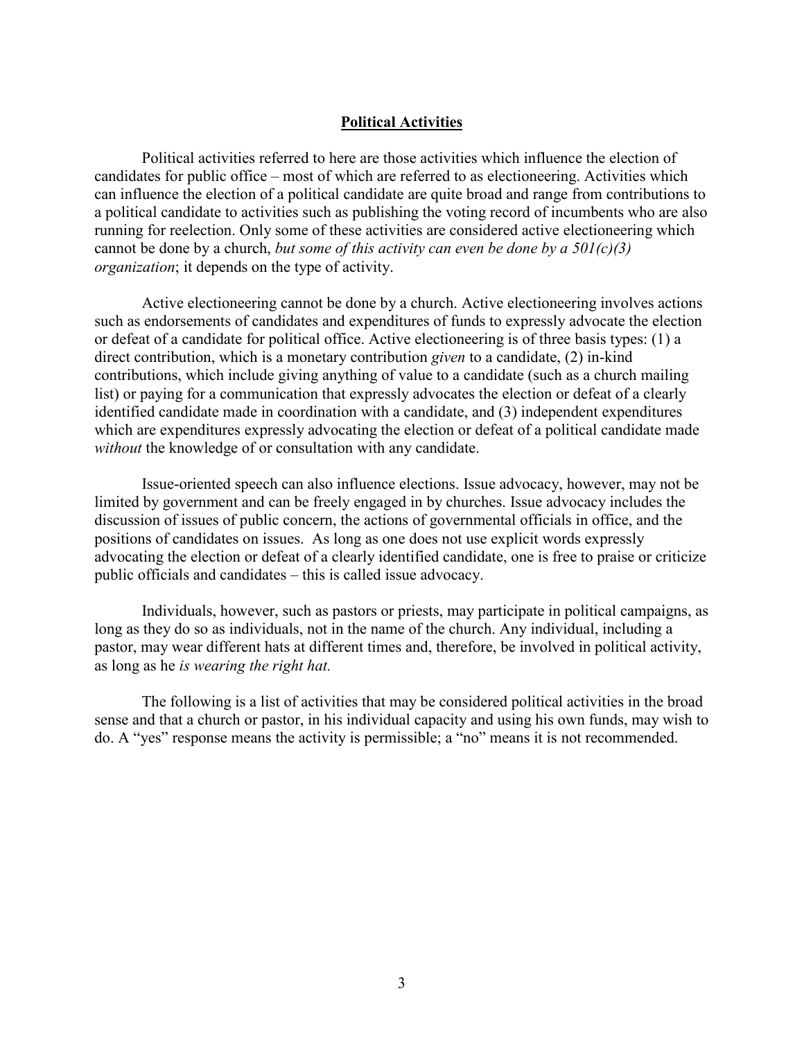## **Political Activities**

Political activities referred to here are those activities which influence the election of candidates for public office – most of which are referred to as electioneering. Activities which can influence the election of a political candidate are quite broad and range from contributions to a political candidate to activities such as publishing the voting record of incumbents who are also running for reelection. Only some of these activities are considered active electioneering which cannot be done by a church, *but some of this activity can even be done by a 501(c)(3) organization*; it depends on the type of activity.

Active electioneering cannot be done by a church. Active electioneering involves actions such as endorsements of candidates and expenditures of funds to expressly advocate the election or defeat of a candidate for political office. Active electioneering is of three basis types: (1) a direct contribution, which is a monetary contribution *given* to a candidate, (2) in-kind contributions, which include giving anything of value to a candidate (such as a church mailing list) or paying for a communication that expressly advocates the election or defeat of a clearly identified candidate made in coordination with a candidate, and (3) independent expenditures which are expenditures expressly advocating the election or defeat of a political candidate made *without* the knowledge of or consultation with any candidate.

Issue-oriented speech can also influence elections. Issue advocacy, however, may not be limited by government and can be freely engaged in by churches. Issue advocacy includes the discussion of issues of public concern, the actions of governmental officials in office, and the positions of candidates on issues. As long as one does not use explicit words expressly advocating the election or defeat of a clearly identified candidate, one is free to praise or criticize public officials and candidates – this is called issue advocacy.

Individuals, however, such as pastors or priests, may participate in political campaigns, as long as they do so as individuals, not in the name of the church. Any individual, including a pastor, may wear different hats at different times and, therefore, be involved in political activity, as long as he *is wearing the right hat.*

The following is a list of activities that may be considered political activities in the broad sense and that a church or pastor, in his individual capacity and using his own funds, may wish to do. A "yes" response means the activity is permissible; a "no" means it is not recommended.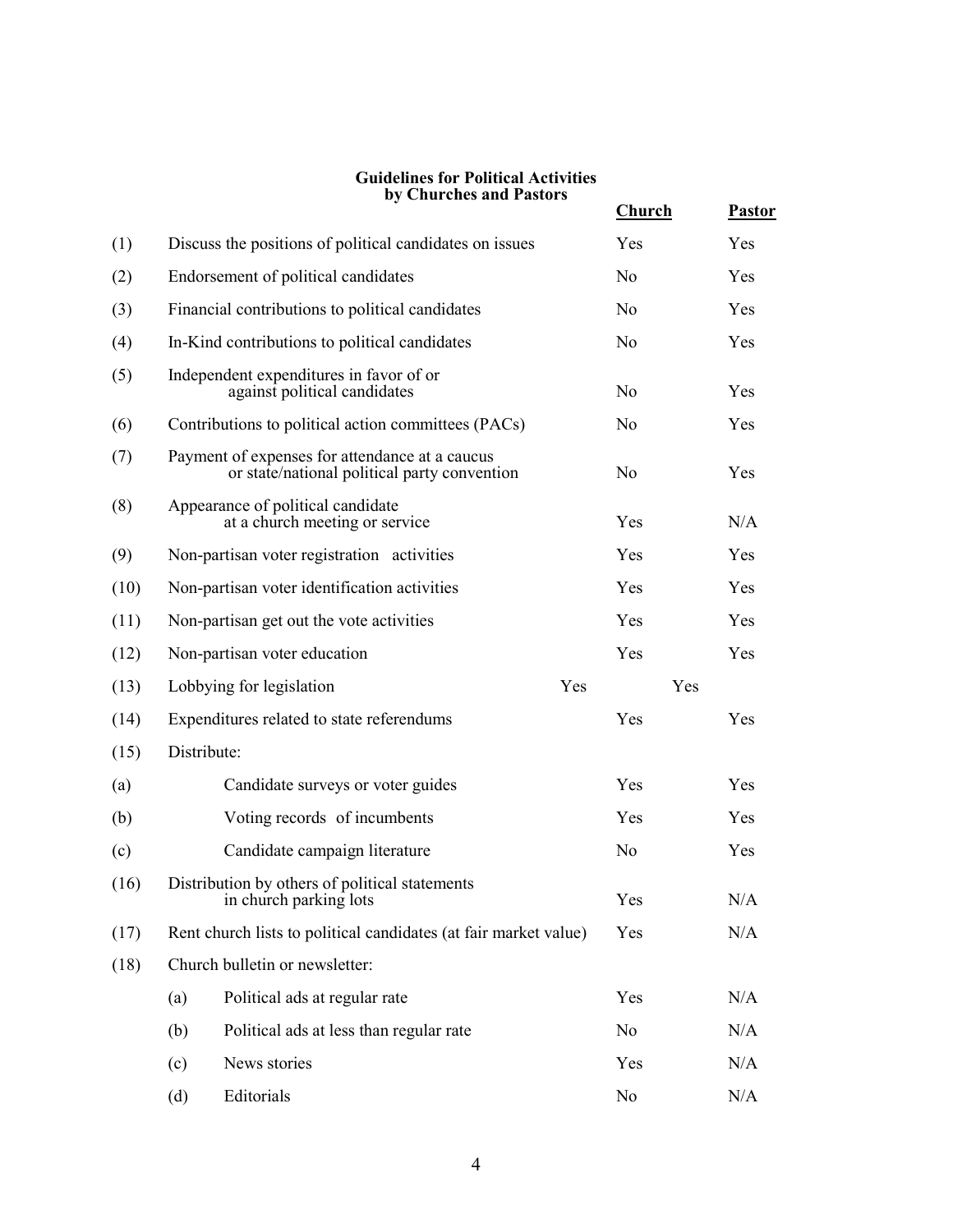**Guidelines for Political Activities by Churches and Pastors**

| | | Church | Pastor |
|---|---|---|---|
| (1) | Discuss the positions of political candidates on issues | Yes | Yes |
| (2) | Endorsement of political candidates | No | Yes |
| (3) | Financial contributions to political candidates | No | Yes |
| (4) | In-Kind contributions to political candidates | No | Yes |
| (5) | Independent expenditures in favor of or against political candidates | No | Yes |
| (6) | Contributions to political action committees (PACs) | No | Yes |
| (7) | Payment of expenses for attendance at a caucus or state/national political party convention | No | Yes |
| (8) | Appearance of political candidate at a church meeting or service | Yes | N/A |
| (9) | Non-partisan voter registration activities | Yes | Yes |
| (10) | Non-partisan voter identification activities | Yes | Yes |
| (11) | Non-partisan get out the vote activities | Yes | Yes |
| (12) | Non-partisan voter education | Yes | Yes |
| (13) | Lobbying for legislation | Yes | Yes |
| (14) | Expenditures related to state referendums | Yes | Yes |
| (15) | Distribute: | | |
| (a) | Candidate surveys or voter guides | Yes | Yes |
| (b) | Voting records of incumbents | Yes | Yes |
| (c) | Candidate campaign literature | No | Yes |
| (16) | Distribution by others of political statements in church parking lots | Yes | N/A |
| (17) | Rent church lists to political candidates (at fair market value) | Yes | N/A |
| (18) | Church bulletin or newsletter: | | |
| | (a) Political ads at regular rate | Yes | N/A |
| | (b) Political ads at less than regular rate | No | N/A |
| | (c) News stories | Yes | N/A |
| | (d) Editorials | No | N/A |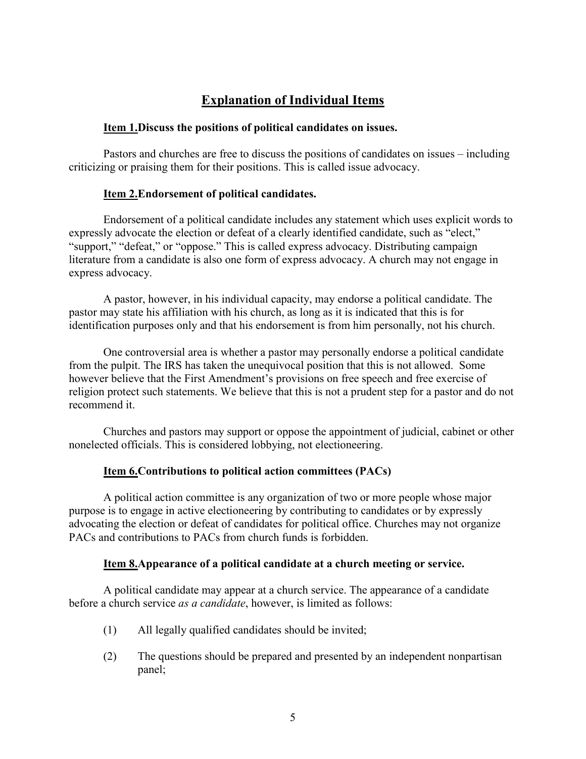## Explanation of Individual Items

### **Item 1.** Discuss the positions of political candidates on issues.

Pastors and churches are free to discuss the positions of candidates on issues – including criticizing or praising them for their positions. This is called issue advocacy.

### **Item 2.** Endorsement of political candidates.

Endorsement of a political candidate includes any statement which uses explicit words to expressly advocate the election or defeat of a clearly identified candidate, such as "elect," "support," "defeat," or "oppose." This is called express advocacy. Distributing campaign literature from a candidate is also one form of express advocacy. A church may not engage in express advocacy.

A pastor, however, in his individual capacity, may endorse a political candidate. The pastor may state his affiliation with his church, as long as it is indicated that this is for identification purposes only and that his endorsement is from him personally, not his church.

One controversial area is whether a pastor may personally endorse a political candidate from the pulpit. The IRS has taken the unequivocal position that this is not allowed. Some however believe that the First Amendment's provisions on free speech and free exercise of religion protect such statements. We believe that this is not a prudent step for a pastor and do not recommend it.

Churches and pastors may support or oppose the appointment of judicial, cabinet or other nonelected officials. This is considered lobbying, not electioneering.

### **Item 6.** Contributions to political action committees (PACs)

A political action committee is any organization of two or more people whose major purpose is to engage in active electioneering by contributing to candidates or by expressly advocating the election or defeat of candidates for political office. Churches may not organize PACs and contributions to PACs from church funds is forbidden.

### **Item 8.** Appearance of a political candidate at a church meeting or service.

A political candidate may appear at a church service. The appearance of a candidate before a church service *as a candidate*, however, is limited as follows:

(1) All legally qualified candidates should be invited;

(2) The questions should be prepared and presented by an independent nonpartisan panel;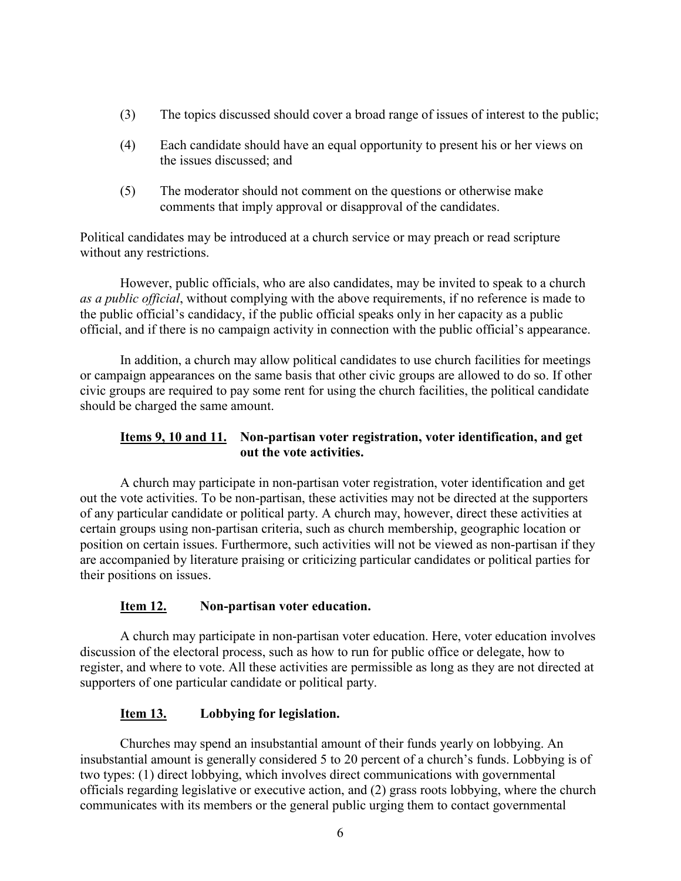(3) The topics discussed should cover a broad range of issues of interest to the public;

(4) Each candidate should have an equal opportunity to present his or her views on the issues discussed; and

(5) The moderator should not comment on the questions or otherwise make comments that imply approval or disapproval of the candidates.

Political candidates may be introduced at a church service or may preach or read scripture without any restrictions.

However, public officials, who are also candidates, may be invited to speak to a church *as a public official*, without complying with the above requirements, if no reference is made to the public official's candidacy, if the public official speaks only in her capacity as a public official, and if there is no campaign activity in connection with the public official's appearance.

In addition, a church may allow political candidates to use church facilities for meetings or campaign appearances on the same basis that other civic groups are allowed to do so. If other civic groups are required to pay some rent for using the church facilities, the political candidate should be charged the same amount.

### <u>Items 9, 10 and 11.</u> Non-partisan voter registration, voter identification, and get out the vote activities.

A church may participate in non-partisan voter registration, voter identification and get out the vote activities. To be non-partisan, these activities may not be directed at the supporters of any particular candidate or political party. A church may, however, direct these activities at certain groups using non-partisan criteria, such as church membership, geographic location or position on certain issues. Furthermore, such activities will not be viewed as non-partisan if they are accompanied by literature praising or criticizing particular candidates or political parties for their positions on issues.

### <u>Item 12.</u> Non-partisan voter education.

A church may participate in non-partisan voter education. Here, voter education involves discussion of the electoral process, such as how to run for public office or delegate, how to register, and where to vote. All these activities are permissible as long as they are not directed at supporters of one particular candidate or political party.

### <u>Item 13.</u> Lobbying for legislation.

Churches may spend an insubstantial amount of their funds yearly on lobbying. An insubstantial amount is generally considered 5 to 20 percent of a church's funds. Lobbying is of two types: (1) direct lobbying, which involves direct communications with governmental officials regarding legislative or executive action, and (2) grass roots lobbying, where the church communicates with its members or the general public urging them to contact governmental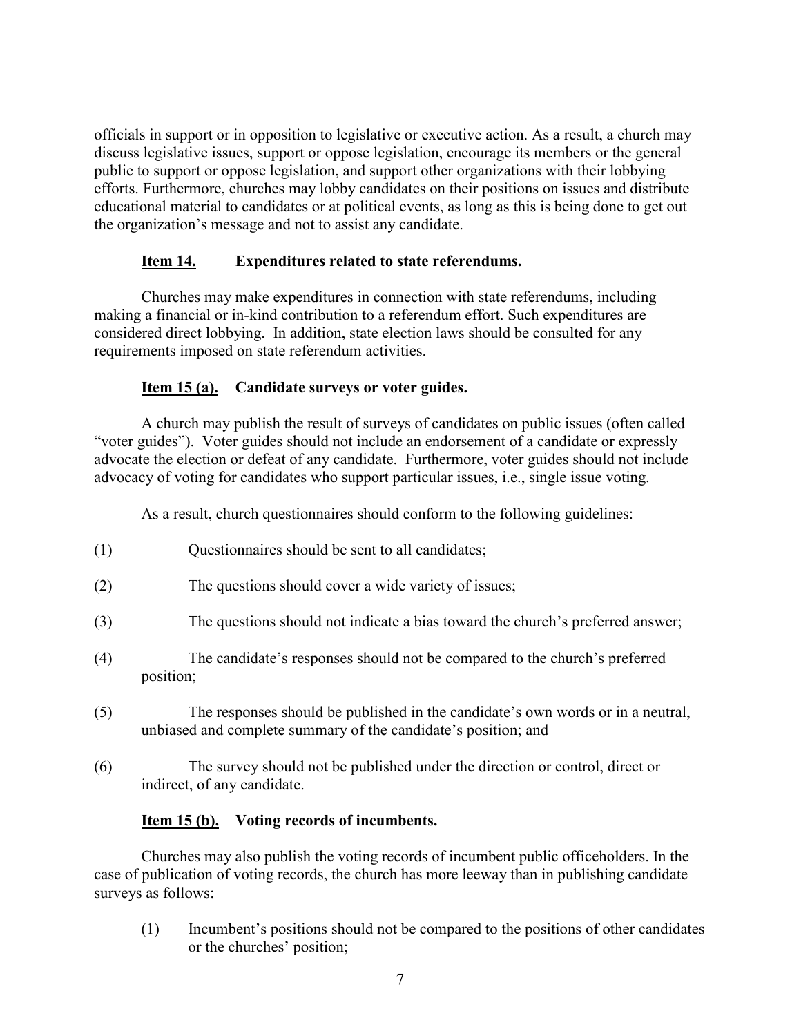officials in support or in opposition to legislative or executive action. As a result, a church may discuss legislative issues, support or oppose legislation, encourage its members or the general public to support or oppose legislation, and support other organizations with their lobbying efforts. Furthermore, churches may lobby candidates on their positions on issues and distribute educational material to candidates or at political events, as long as this is being done to get out the organization's message and not to assist any candidate.

### **Item 14.** Expenditures related to state referendums.

Churches may make expenditures in connection with state referendums, including making a financial or in-kind contribution to a referendum effort. Such expenditures are considered direct lobbying. In addition, state election laws should be consulted for any requirements imposed on state referendum activities.

### **Item 15 (a).** Candidate surveys or voter guides.

A church may publish the result of surveys of candidates on public issues (often called "voter guides"). Voter guides should not include an endorsement of a candidate or expressly advocate the election or defeat of any candidate. Furthermore, voter guides should not include advocacy of voting for candidates who support particular issues, i.e., single issue voting.

As a result, church questionnaires should conform to the following guidelines:

(1) Questionnaires should be sent to all candidates;

(2) The questions should cover a wide variety of issues;

(3) The questions should not indicate a bias toward the church's preferred answer;

(4) The candidate's responses should not be compared to the church's preferred position;

(5) The responses should be published in the candidate's own words or in a neutral, unbiased and complete summary of the candidate's position; and

(6) The survey should not be published under the direction or control, direct or indirect, of any candidate.

### **Item 15 (b).** Voting records of incumbents.

Churches may also publish the voting records of incumbent public officeholders. In the case of publication of voting records, the church has more leeway than in publishing candidate surveys as follows:

(1) Incumbent's positions should not be compared to the positions of other candidates or the churches' position;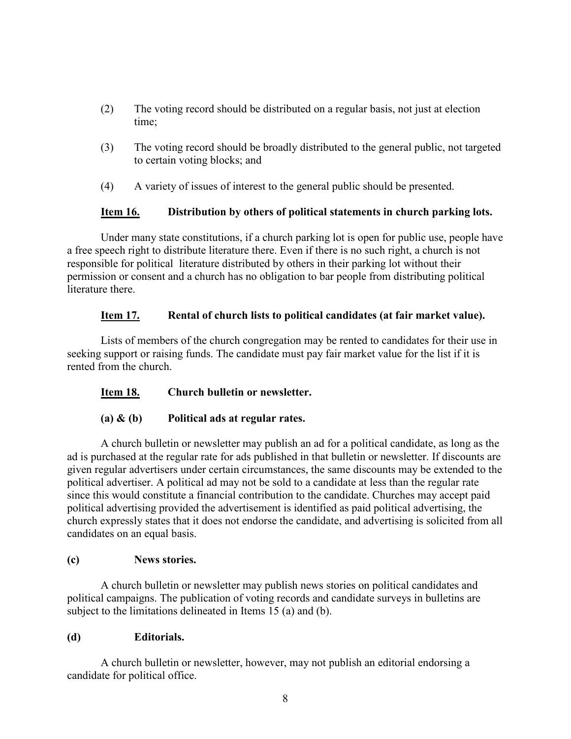(2) The voting record should be distributed on a regular basis, not just at election time;

(3) The voting record should be broadly distributed to the general public, not targeted to certain voting blocks; and

(4) A variety of issues of interest to the general public should be presented.

### Item 16. Distribution by others of political statements in church parking lots.

Under many state constitutions, if a church parking lot is open for public use, people have a free speech right to distribute literature there. Even if there is no such right, a church is not responsible for political literature distributed by others in their parking lot without their permission or consent and a church has no obligation to bar people from distributing political literature there.

### Item 17. Rental of church lists to political candidates (at fair market value).

Lists of members of the church congregation may be rented to candidates for their use in seeking support or raising funds. The candidate must pay fair market value for the list if it is rented from the church.

### Item 18. Church bulletin or newsletter.

#### (a) & (b) Political ads at regular rates.

A church bulletin or newsletter may publish an ad for a political candidate, as long as the ad is purchased at the regular rate for ads published in that bulletin or newsletter. If discounts are given regular advertisers under certain circumstances, the same discounts may be extended to the political advertiser. A political ad may not be sold to a candidate at less than the regular rate since this would constitute a financial contribution to the candidate. Churches may accept paid political advertising provided the advertisement is identified as paid political advertising, the church expressly states that it does not endorse the candidate, and advertising is solicited from all candidates on an equal basis.

#### (c) News stories.

A church bulletin or newsletter may publish news stories on political candidates and political campaigns. The publication of voting records and candidate surveys in bulletins are subject to the limitations delineated in Items 15 (a) and (b).

#### (d) Editorials.

A church bulletin or newsletter, however, may not publish an editorial endorsing a candidate for political office.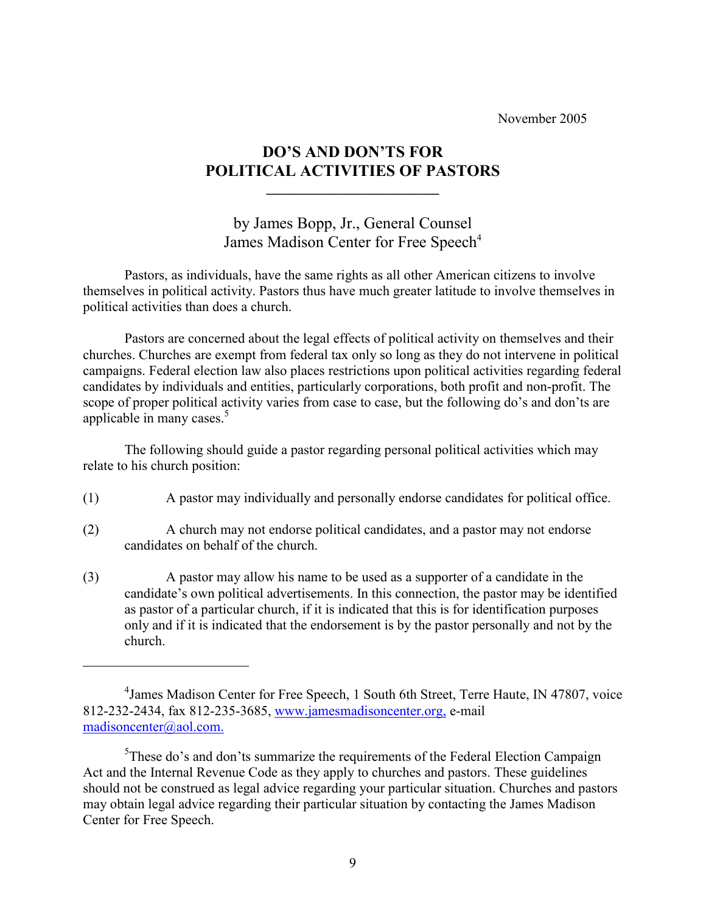November 2005

# DO'S AND DON'TS FOR POLITICAL ACTIVITIES OF PASTORS

by James Bopp, Jr., General Counsel
James Madison Center for Free Speech[4]

Pastors, as individuals, have the same rights as all other American citizens to involve themselves in political activity. Pastors thus have much greater latitude to involve themselves in political activities than does a church.

Pastors are concerned about the legal effects of political activity on themselves and their churches. Churches are exempt from federal tax only so long as they do not intervene in political campaigns. Federal election law also places restrictions upon political activities regarding federal candidates by individuals and entities, particularly corporations, both profit and non-profit. The scope of proper political activity varies from case to case, but the following do's and don'ts are applicable in many cases.[5]

The following should guide a pastor regarding personal political activities which may relate to his church position:

(1) A pastor may individually and personally endorse candidates for political office.

(2) A church may not endorse political candidates, and a pastor may not endorse candidates on behalf of the church.

(3) A pastor may allow his name to be used as a supporter of a candidate in the candidate's own political advertisements. In this connection, the pastor may be identified as pastor of a particular church, if it is indicated that this is for identification purposes only and if it is indicated that the endorsement is by the pastor personally and not by the church.

---

[4]James Madison Center for Free Speech, 1 South 6th Street, Terre Haute, IN 47807, voice 812-232-2434, fax 812-235-3685, www.jamesmadisoncenter.org, e-mail madisoncenter@aol.com.

[5]These do's and don'ts summarize the requirements of the Federal Election Campaign Act and the Internal Revenue Code as they apply to churches and pastors. These guidelines should not be construed as legal advice regarding your particular situation. Churches and pastors may obtain legal advice regarding their particular situation by contacting the James Madison Center for Free Speech.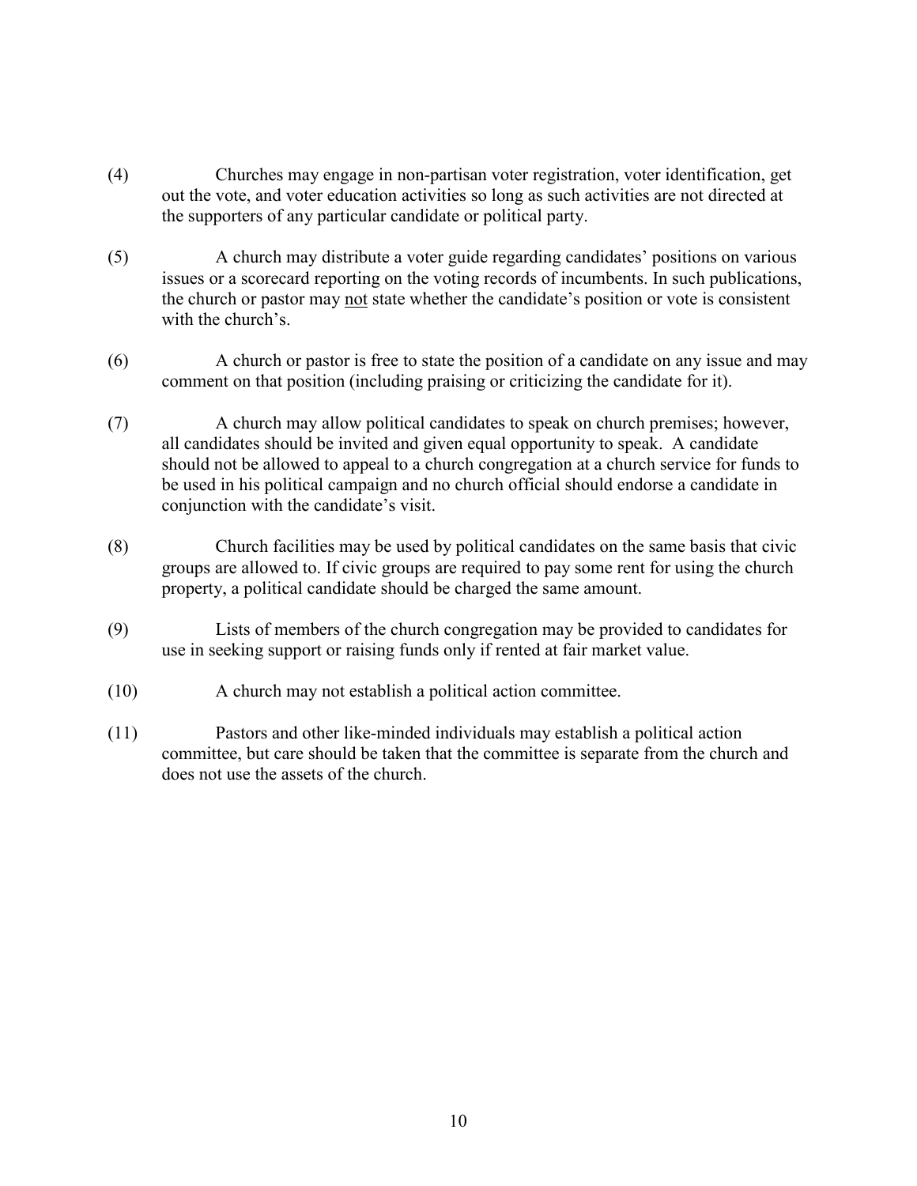(4) Churches may engage in non-partisan voter registration, voter identification, get out the vote, and voter education activities so long as such activities are not directed at the supporters of any particular candidate or political party.

(5) A church may distribute a voter guide regarding candidates' positions on various issues or a scorecard reporting on the voting records of incumbents. In such publications, the church or pastor may <u>not</u> state whether the candidate's position or vote is consistent with the church's.

(6) A church or pastor is free to state the position of a candidate on any issue and may comment on that position (including praising or criticizing the candidate for it).

(7) A church may allow political candidates to speak on church premises; however, all candidates should be invited and given equal opportunity to speak. A candidate should not be allowed to appeal to a church congregation at a church service for funds to be used in his political campaign and no church official should endorse a candidate in conjunction with the candidate's visit.

(8) Church facilities may be used by political candidates on the same basis that civic groups are allowed to. If civic groups are required to pay some rent for using the church property, a political candidate should be charged the same amount.

(9) Lists of members of the church congregation may be provided to candidates for use in seeking support or raising funds only if rented at fair market value.

(10) A church may not establish a political action committee.

(11) Pastors and other like-minded individuals may establish a political action committee, but care should be taken that the committee is separate from the church and does not use the assets of the church.